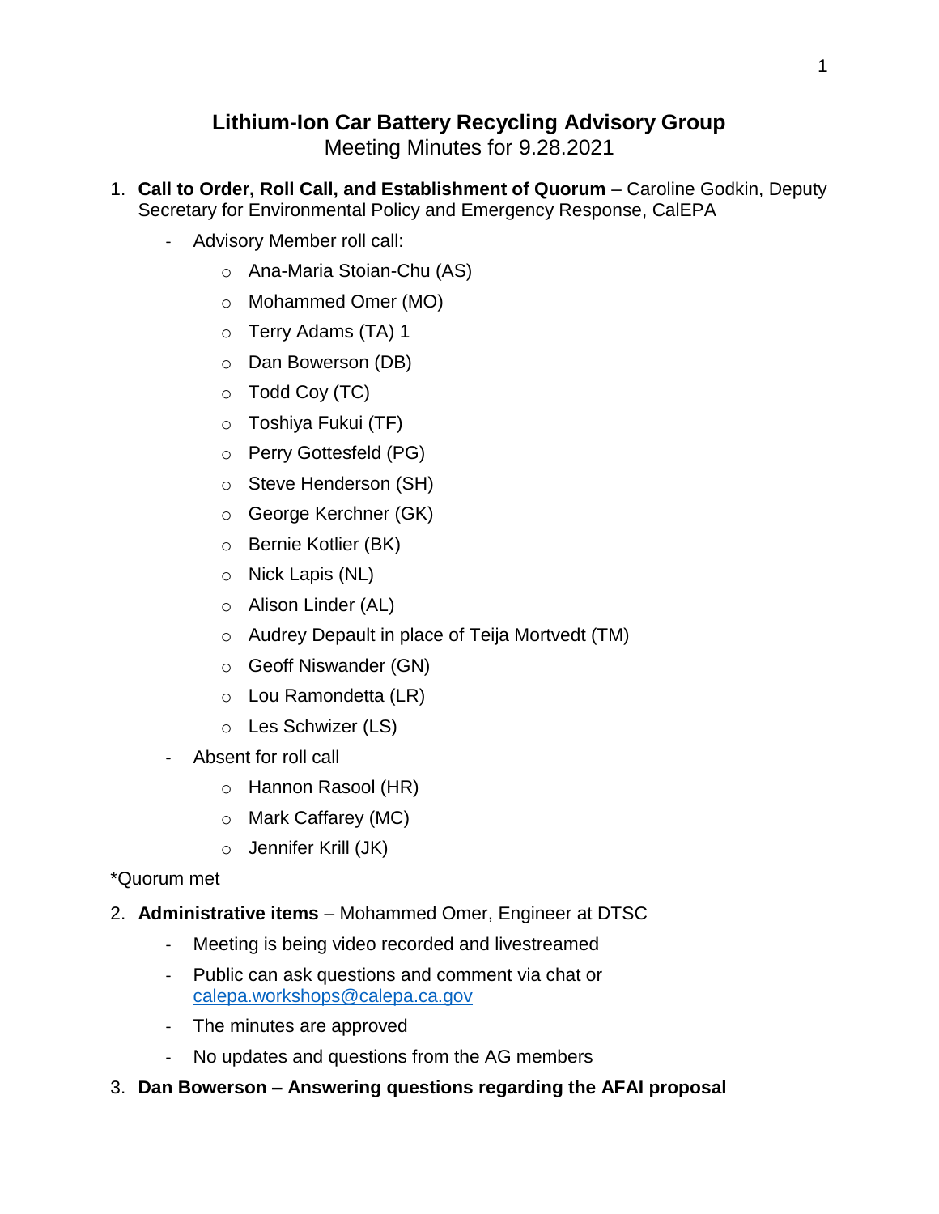# Lithium-Ion Car Battery Recycling Advisory Group

Meeting Minutes for 9.28.2021

1. **Call to Order, Roll Call, and Establishment of Quorum** – Caroline Godkin, Deputy Secretary for Environmental Policy and Emergency Response, CalEPA
   - Advisory Member roll call:
     - Ana-Maria Stoian-Chu (AS)
     - Mohammed Omer (MO)
     - Terry Adams (TA) 1
     - Dan Bowerson (DB)
     - Todd Coy (TC)
     - Toshiya Fukui (TF)
     - Perry Gottesfeld (PG)
     - Steve Henderson (SH)
     - George Kerchner (GK)
     - Bernie Kotlier (BK)
     - Nick Lapis (NL)
     - Alison Linder (AL)
     - Audrey Depault in place of Teija Mortvedt (TM)
     - Geoff Niswander (GN)
     - Lou Ramondetta (LR)
     - Les Schwizer (LS)
   - Absent for roll call
     - Hannon Rasool (HR)
     - Mark Caffarey (MC)
     - Jennifer Krill (JK)

*Quorum met

2. **Administrative items** – Mohammed Omer, Engineer at DTSC
   - Meeting is being video recorded and livestreamed
   - Public can ask questions and comment via chat or calepa.workshops@calepa.ca.gov
   - The minutes are approved
   - No updates and questions from the AG members
3. **Dan Bowerson – Answering questions regarding the AFAI proposal**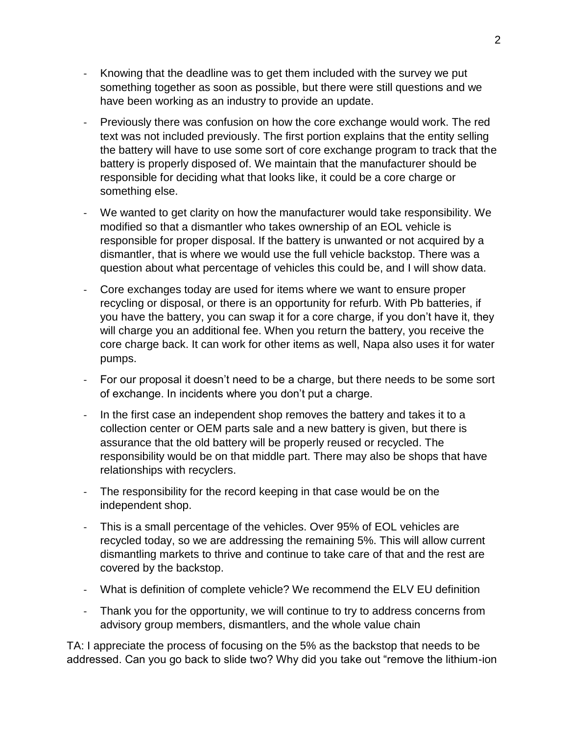- Knowing that the deadline was to get them included with the survey we put something together as soon as possible, but there were still questions and we have been working as an industry to provide an update.
- Previously there was confusion on how the core exchange would work. The red text was not included previously. The first portion explains that the entity selling the battery will have to use some sort of core exchange program to track that the battery is properly disposed of. We maintain that the manufacturer should be responsible for deciding what that looks like, it could be a core charge or something else.
- We wanted to get clarity on how the manufacturer would take responsibility. We modified so that a dismantler who takes ownership of an EOL vehicle is responsible for proper disposal. If the battery is unwanted or not acquired by a dismantler, that is where we would use the full vehicle backstop. There was a question about what percentage of vehicles this could be, and I will show data.
- Core exchanges today are used for items where we want to ensure proper recycling or disposal, or there is an opportunity for refurb. With Pb batteries, if you have the battery, you can swap it for a core charge, if you don't have it, they will charge you an additional fee. When you return the battery, you receive the core charge back. It can work for other items as well, Napa also uses it for water pumps.
- For our proposal it doesn't need to be a charge, but there needs to be some sort of exchange. In incidents where you don't put a charge.
- In the first case an independent shop removes the battery and takes it to a collection center or OEM parts sale and a new battery is given, but there is assurance that the old battery will be properly reused or recycled. The responsibility would be on that middle part. There may also be shops that have relationships with recyclers.
- The responsibility for the record keeping in that case would be on the independent shop.
- This is a small percentage of the vehicles. Over 95% of EOL vehicles are recycled today, so we are addressing the remaining 5%. This will allow current dismantling markets to thrive and continue to take care of that and the rest are covered by the backstop.
- What is definition of complete vehicle? We recommend the ELV EU definition
- Thank you for the opportunity, we will continue to try to address concerns from advisory group members, dismantlers, and the whole value chain

TA: I appreciate the process of focusing on the 5% as the backstop that needs to be addressed. Can you go back to slide two? Why did you take out "remove the lithium-ion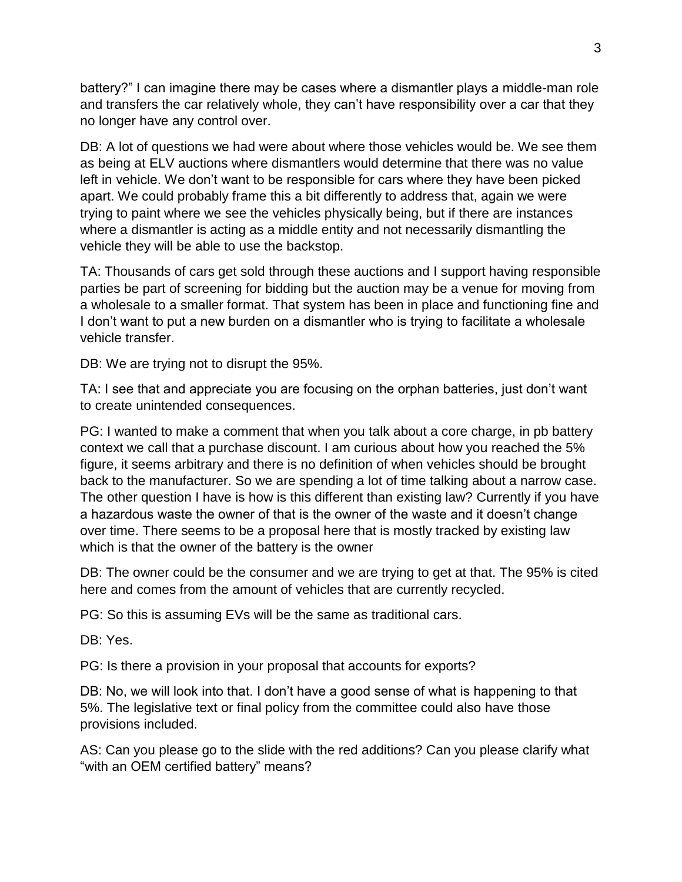battery?" I can imagine there may be cases where a dismantler plays a middle-man role and transfers the car relatively whole, they can't have responsibility over a car that they no longer have any control over.

DB: A lot of questions we had were about where those vehicles would be. We see them as being at ELV auctions where dismantlers would determine that there was no value left in vehicle. We don't want to be responsible for cars where they have been picked apart. We could probably frame this a bit differently to address that, again we were trying to paint where we see the vehicles physically being, but if there are instances where a dismantler is acting as a middle entity and not necessarily dismantling the vehicle they will be able to use the backstop.

TA: Thousands of cars get sold through these auctions and I support having responsible parties be part of screening for bidding but the auction may be a venue for moving from a wholesale to a smaller format. That system has been in place and functioning fine and I don't want to put a new burden on a dismantler who is trying to facilitate a wholesale vehicle transfer.

DB: We are trying not to disrupt the 95%.

TA: I see that and appreciate you are focusing on the orphan batteries, just don't want to create unintended consequences.

PG: I wanted to make a comment that when you talk about a core charge, in pb battery context we call that a purchase discount. I am curious about how you reached the 5% figure, it seems arbitrary and there is no definition of when vehicles should be brought back to the manufacturer. So we are spending a lot of time talking about a narrow case. The other question I have is how is this different than existing law? Currently if you have a hazardous waste the owner of that is the owner of the waste and it doesn't change over time. There seems to be a proposal here that is mostly tracked by existing law which is that the owner of the battery is the owner

DB: The owner could be the consumer and we are trying to get at that. The 95% is cited here and comes from the amount of vehicles that are currently recycled.

PG: So this is assuming EVs will be the same as traditional cars.

DB: Yes.

PG: Is there a provision in your proposal that accounts for exports?

DB: No, we will look into that. I don't have a good sense of what is happening to that 5%. The legislative text or final policy from the committee could also have those provisions included.

AS: Can you please go to the slide with the red additions? Can you please clarify what "with an OEM certified battery" means?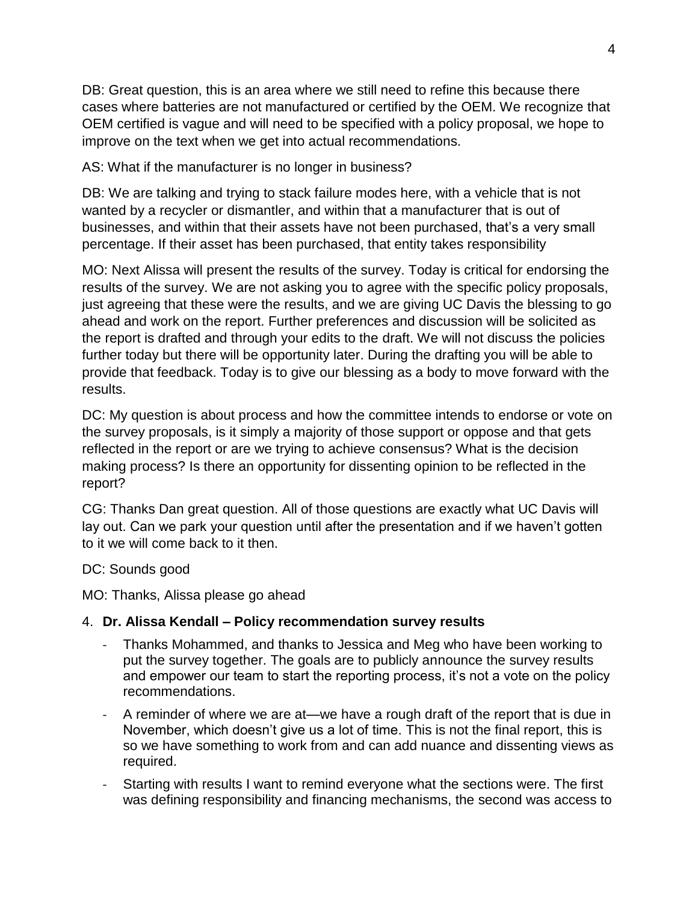DB: Great question, this is an area where we still need to refine this because there cases where batteries are not manufactured or certified by the OEM. We recognize that OEM certified is vague and will need to be specified with a policy proposal, we hope to improve on the text when we get into actual recommendations.

AS: What if the manufacturer is no longer in business?

DB: We are talking and trying to stack failure modes here, with a vehicle that is not wanted by a recycler or dismantler, and within that a manufacturer that is out of businesses, and within that their assets have not been purchased, that's a very small percentage. If their asset has been purchased, that entity takes responsibility

MO: Next Alissa will present the results of the survey. Today is critical for endorsing the results of the survey. We are not asking you to agree with the specific policy proposals, just agreeing that these were the results, and we are giving UC Davis the blessing to go ahead and work on the report. Further preferences and discussion will be solicited as the report is drafted and through your edits to the draft. We will not discuss the policies further today but there will be opportunity later. During the drafting you will be able to provide that feedback. Today is to give our blessing as a body to move forward with the results.

DC: My question is about process and how the committee intends to endorse or vote on the survey proposals, is it simply a majority of those support or oppose and that gets reflected in the report or are we trying to achieve consensus? What is the decision making process? Is there an opportunity for dissenting opinion to be reflected in the report?

CG: Thanks Dan great question. All of those questions are exactly what UC Davis will lay out. Can we park your question until after the presentation and if we haven't gotten to it we will come back to it then.

DC: Sounds good

MO: Thanks, Alissa please go ahead

4. **Dr. Alissa Kendall – Policy recommendation survey results**
    - Thanks Mohammed, and thanks to Jessica and Meg who have been working to put the survey together. The goals are to publicly announce the survey results and empower our team to start the reporting process, it's not a vote on the policy recommendations.
    - A reminder of where we are at—we have a rough draft of the report that is due in November, which doesn't give us a lot of time. This is not the final report, this is so we have something to work from and can add nuance and dissenting views as required.
    - Starting with results I want to remind everyone what the sections were. The first was defining responsibility and financing mechanisms, the second was access to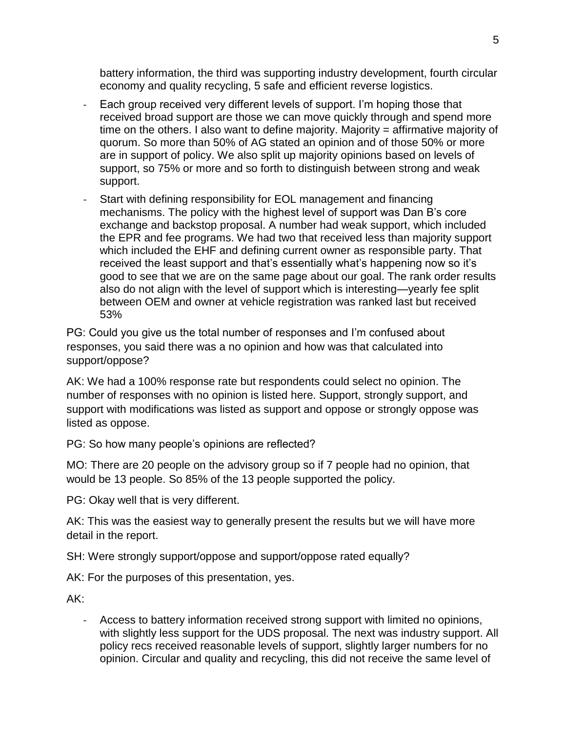battery information, the third was supporting industry development, fourth circular economy and quality recycling, 5 safe and efficient reverse logistics.

- Each group received very different levels of support. I'm hoping those that received broad support are those we can move quickly through and spend more time on the others. I also want to define majority. Majority = affirmative majority of quorum. So more than 50% of AG stated an opinion and of those 50% or more are in support of policy. We also split up majority opinions based on levels of support, so 75% or more and so forth to distinguish between strong and weak support.
- Start with defining responsibility for EOL management and financing mechanisms. The policy with the highest level of support was Dan B's core exchange and backstop proposal. A number had weak support, which included the EPR and fee programs. We had two that received less than majority support which included the EHF and defining current owner as responsible party. That received the least support and that's essentially what's happening now so it's good to see that we are on the same page about our goal. The rank order results also do not align with the level of support which is interesting—yearly fee split between OEM and owner at vehicle registration was ranked last but received 53%

PG: Could you give us the total number of responses and I'm confused about responses, you said there was a no opinion and how was that calculated into support/oppose?

AK: We had a 100% response rate but respondents could select no opinion. The number of responses with no opinion is listed here. Support, strongly support, and support with modifications was listed as support and oppose or strongly oppose was listed as oppose.

PG: So how many people's opinions are reflected?

MO: There are 20 people on the advisory group so if 7 people had no opinion, that would be 13 people. So 85% of the 13 people supported the policy.

PG: Okay well that is very different.

AK: This was the easiest way to generally present the results but we will have more detail in the report.

SH: Were strongly support/oppose and support/oppose rated equally?

AK: For the purposes of this presentation, yes.

AK:

- Access to battery information received strong support with limited no opinions, with slightly less support for the UDS proposal. The next was industry support. All policy recs received reasonable levels of support, slightly larger numbers for no opinion. Circular and quality and recycling, this did not receive the same level of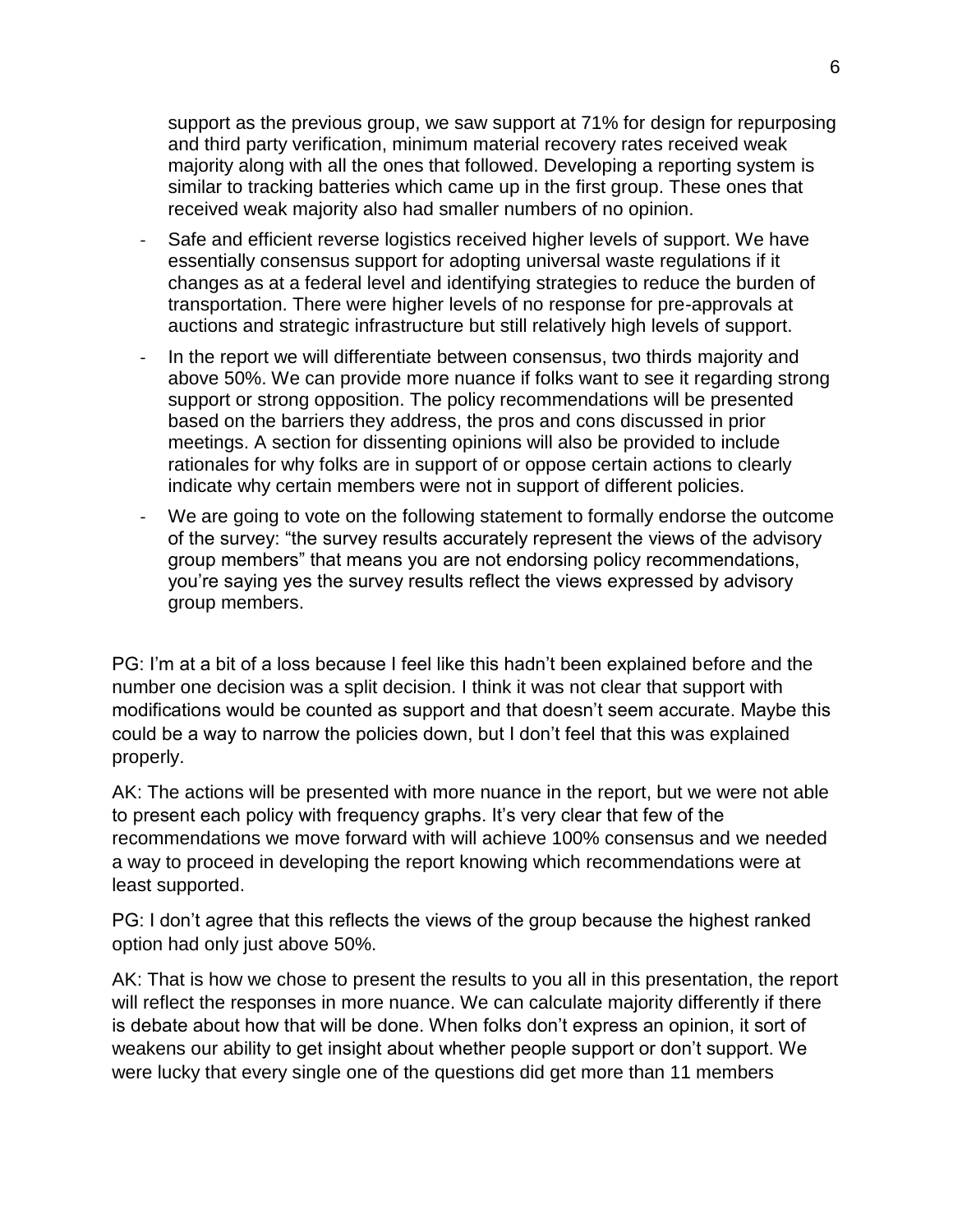support as the previous group, we saw support at 71% for design for repurposing and third party verification, minimum material recovery rates received weak majority along with all the ones that followed. Developing a reporting system is similar to tracking batteries which came up in the first group. These ones that received weak majority also had smaller numbers of no opinion.

- Safe and efficient reverse logistics received higher levels of support. We have essentially consensus support for adopting universal waste regulations if it changes as at a federal level and identifying strategies to reduce the burden of transportation. There were higher levels of no response for pre-approvals at auctions and strategic infrastructure but still relatively high levels of support.
- In the report we will differentiate between consensus, two thirds majority and above 50%. We can provide more nuance if folks want to see it regarding strong support or strong opposition. The policy recommendations will be presented based on the barriers they address, the pros and cons discussed in prior meetings. A section for dissenting opinions will also be provided to include rationales for why folks are in support of or oppose certain actions to clearly indicate why certain members were not in support of different policies.
- We are going to vote on the following statement to formally endorse the outcome of the survey: "the survey results accurately represent the views of the advisory group members" that means you are not endorsing policy recommendations, you're saying yes the survey results reflect the views expressed by advisory group members.

PG: I'm at a bit of a loss because I feel like this hadn't been explained before and the number one decision was a split decision. I think it was not clear that support with modifications would be counted as support and that doesn't seem accurate. Maybe this could be a way to narrow the policies down, but I don't feel that this was explained properly.

AK: The actions will be presented with more nuance in the report, but we were not able to present each policy with frequency graphs. It's very clear that few of the recommendations we move forward with will achieve 100% consensus and we needed a way to proceed in developing the report knowing which recommendations were at least supported.

PG: I don't agree that this reflects the views of the group because the highest ranked option had only just above 50%.

AK: That is how we chose to present the results to you all in this presentation, the report will reflect the responses in more nuance. We can calculate majority differently if there is debate about how that will be done. When folks don't express an opinion, it sort of weakens our ability to get insight about whether people support or don't support. We were lucky that every single one of the questions did get more than 11 members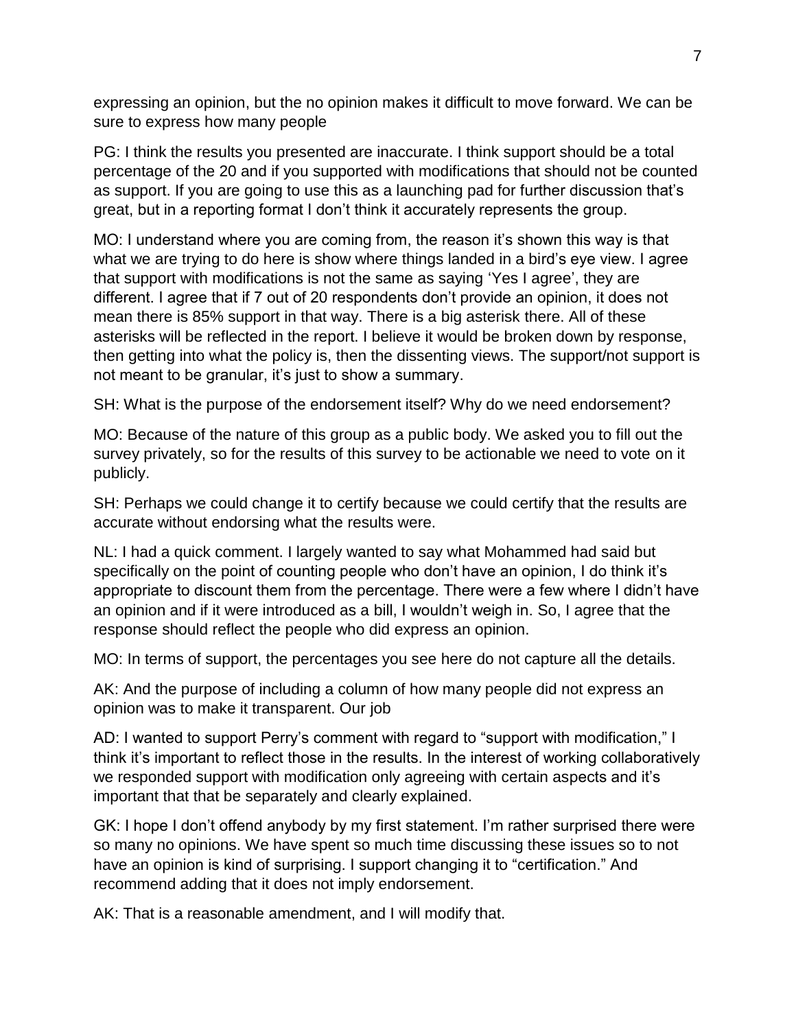expressing an opinion, but the no opinion makes it difficult to move forward. We can be sure to express how many people

PG: I think the results you presented are inaccurate. I think support should be a total percentage of the 20 and if you supported with modifications that should not be counted as support. If you are going to use this as a launching pad for further discussion that's great, but in a reporting format I don't think it accurately represents the group.

MO: I understand where you are coming from, the reason it's shown this way is that what we are trying to do here is show where things landed in a bird's eye view. I agree that support with modifications is not the same as saying 'Yes I agree', they are different. I agree that if 7 out of 20 respondents don't provide an opinion, it does not mean there is 85% support in that way. There is a big asterisk there. All of these asterisks will be reflected in the report. I believe it would be broken down by response, then getting into what the policy is, then the dissenting views. The support/not support is not meant to be granular, it's just to show a summary.

SH: What is the purpose of the endorsement itself? Why do we need endorsement?

MO: Because of the nature of this group as a public body. We asked you to fill out the survey privately, so for the results of this survey to be actionable we need to vote on it publicly.

SH: Perhaps we could change it to certify because we could certify that the results are accurate without endorsing what the results were.

NL: I had a quick comment. I largely wanted to say what Mohammed had said but specifically on the point of counting people who don't have an opinion, I do think it's appropriate to discount them from the percentage. There were a few where I didn't have an opinion and if it were introduced as a bill, I wouldn't weigh in. So, I agree that the response should reflect the people who did express an opinion.

MO: In terms of support, the percentages you see here do not capture all the details.

AK: And the purpose of including a column of how many people did not express an opinion was to make it transparent. Our job

AD: I wanted to support Perry's comment with regard to "support with modification," I think it's important to reflect those in the results. In the interest of working collaboratively we responded support with modification only agreeing with certain aspects and it's important that that be separately and clearly explained.

GK: I hope I don't offend anybody by my first statement. I'm rather surprised there were so many no opinions. We have spent so much time discussing these issues so to not have an opinion is kind of surprising. I support changing it to "certification." And recommend adding that it does not imply endorsement.

AK: That is a reasonable amendment, and I will modify that.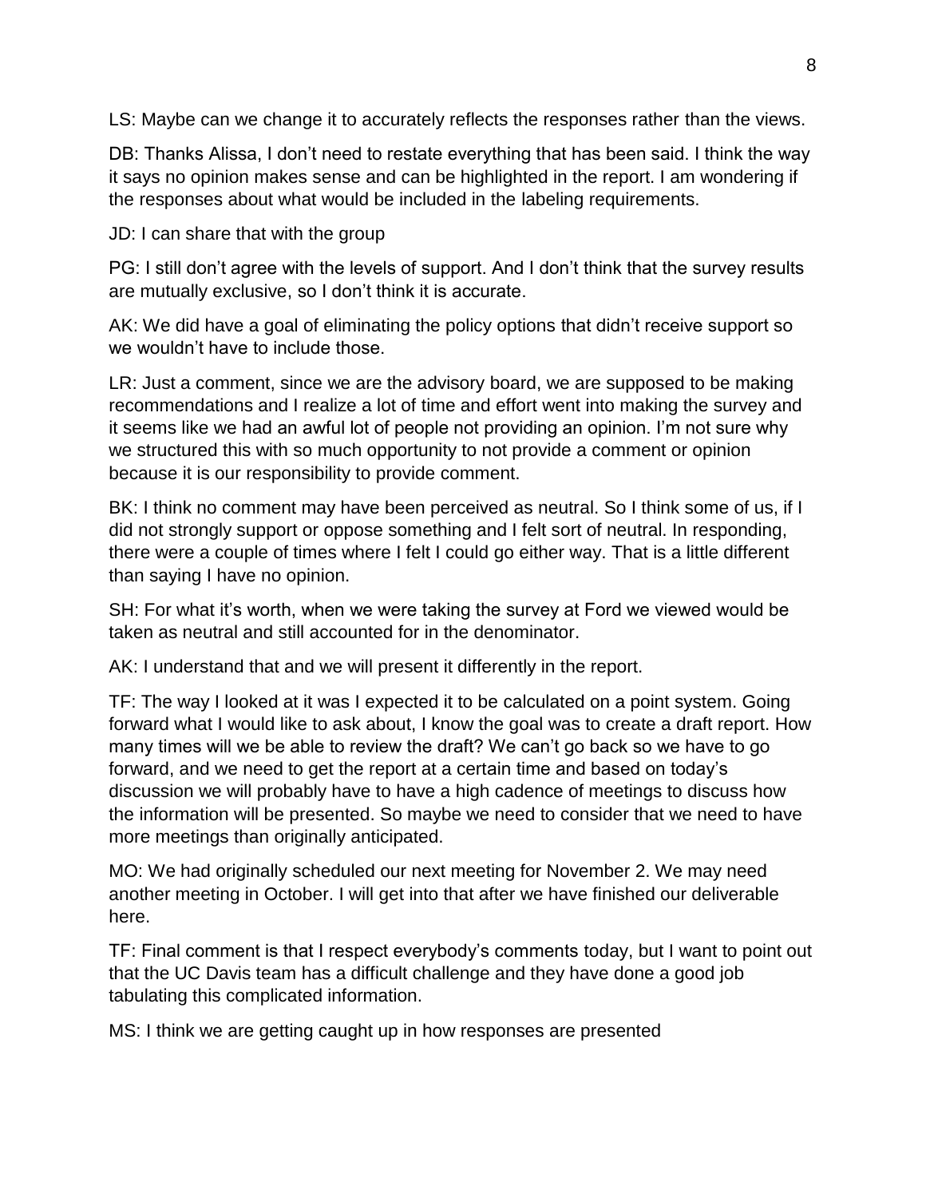LS: Maybe can we change it to accurately reflects the responses rather than the views.

DB: Thanks Alissa, I don't need to restate everything that has been said. I think the way it says no opinion makes sense and can be highlighted in the report. I am wondering if the responses about what would be included in the labeling requirements.

JD: I can share that with the group

PG: I still don't agree with the levels of support. And I don't think that the survey results are mutually exclusive, so I don't think it is accurate.

AK: We did have a goal of eliminating the policy options that didn't receive support so we wouldn't have to include those.

LR: Just a comment, since we are the advisory board, we are supposed to be making recommendations and I realize a lot of time and effort went into making the survey and it seems like we had an awful lot of people not providing an opinion. I'm not sure why we structured this with so much opportunity to not provide a comment or opinion because it is our responsibility to provide comment.

BK: I think no comment may have been perceived as neutral. So I think some of us, if I did not strongly support or oppose something and I felt sort of neutral. In responding, there were a couple of times where I felt I could go either way. That is a little different than saying I have no opinion.

SH: For what it's worth, when we were taking the survey at Ford we viewed would be taken as neutral and still accounted for in the denominator.

AK: I understand that and we will present it differently in the report.

TF: The way I looked at it was I expected it to be calculated on a point system. Going forward what I would like to ask about, I know the goal was to create a draft report. How many times will we be able to review the draft? We can't go back so we have to go forward, and we need to get the report at a certain time and based on today's discussion we will probably have to have a high cadence of meetings to discuss how the information will be presented. So maybe we need to consider that we need to have more meetings than originally anticipated.

MO: We had originally scheduled our next meeting for November 2. We may need another meeting in October. I will get into that after we have finished our deliverable here.

TF: Final comment is that I respect everybody's comments today, but I want to point out that the UC Davis team has a difficult challenge and they have done a good job tabulating this complicated information.

MS: I think we are getting caught up in how responses are presented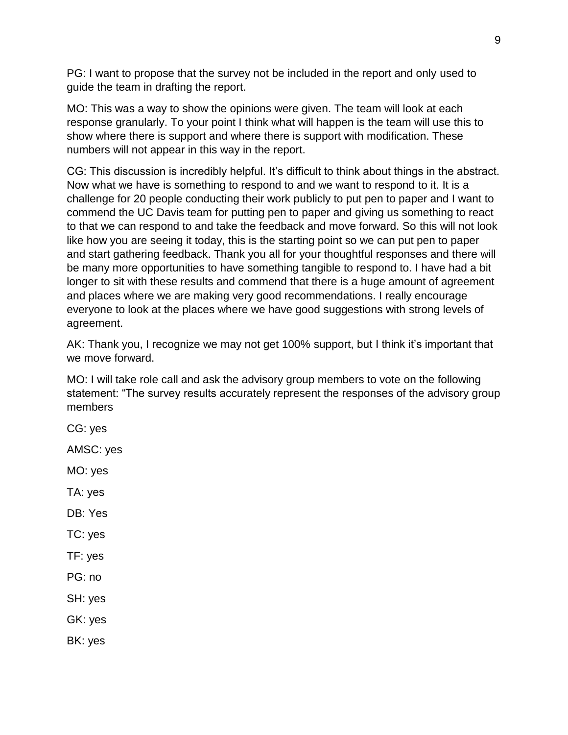PG: I want to propose that the survey not be included in the report and only used to guide the team in drafting the report.

MO: This was a way to show the opinions were given. The team will look at each response granularly. To your point I think what will happen is the team will use this to show where there is support and where there is support with modification. These numbers will not appear in this way in the report.

CG: This discussion is incredibly helpful. It's difficult to think about things in the abstract. Now what we have is something to respond to and we want to respond to it. It is a challenge for 20 people conducting their work publicly to put pen to paper and I want to commend the UC Davis team for putting pen to paper and giving us something to react to that we can respond to and take the feedback and move forward. So this will not look like how you are seeing it today, this is the starting point so we can put pen to paper and start gathering feedback. Thank you all for your thoughtful responses and there will be many more opportunities to have something tangible to respond to. I have had a bit longer to sit with these results and commend that there is a huge amount of agreement and places where we are making very good recommendations. I really encourage everyone to look at the places where we have good suggestions with strong levels of agreement.

AK: Thank you, I recognize we may not get 100% support, but I think it's important that we move forward.

MO: I will take role call and ask the advisory group members to vote on the following statement: "The survey results accurately represent the responses of the advisory group members

CG: yes

AMSC: yes

MO: yes

TA: yes

DB: Yes

TC: yes

TF: yes

PG: no

SH: yes

GK: yes

BK: yes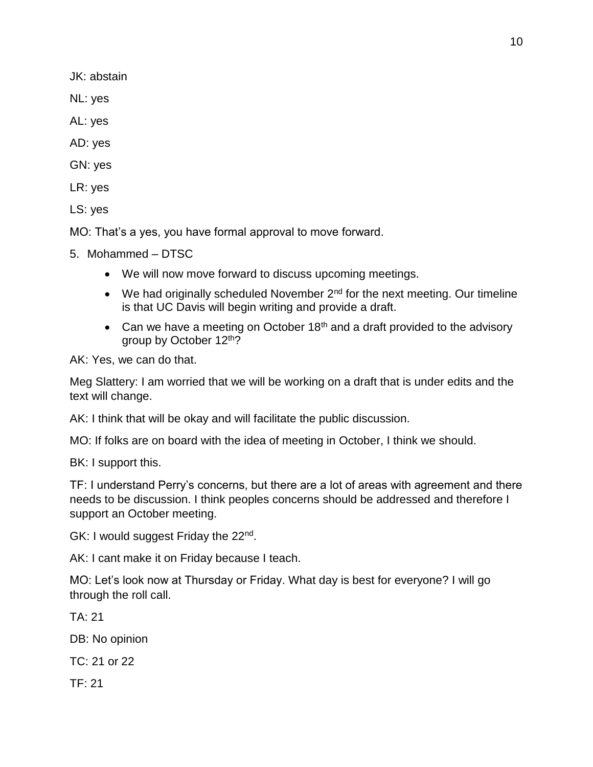JK: abstain

NL: yes

AL: yes

AD: yes

GN: yes

LR: yes

LS: yes

MO: That's a yes, you have formal approval to move forward.

5. Mohammed – DTSC

    - We will now move forward to discuss upcoming meetings.
    - We had originally scheduled November 2nd for the next meeting. Our timeline is that UC Davis will begin writing and provide a draft.
    - Can we have a meeting on October 18th and a draft provided to the advisory group by October 12th?

AK: Yes, we can do that.

Meg Slattery: I am worried that we will be working on a draft that is under edits and the text will change.

AK: I think that will be okay and will facilitate the public discussion.

MO: If folks are on board with the idea of meeting in October, I think we should.

BK: I support this.

TF: I understand Perry's concerns, but there are a lot of areas with agreement and there needs to be discussion. I think peoples concerns should be addressed and therefore I support an October meeting.

GK: I would suggest Friday the 22nd.

AK: I cant make it on Friday because I teach.

MO: Let's look now at Thursday or Friday. What day is best for everyone? I will go through the roll call.

TA: 21

DB: No opinion

TC: 21 or 22

TF: 21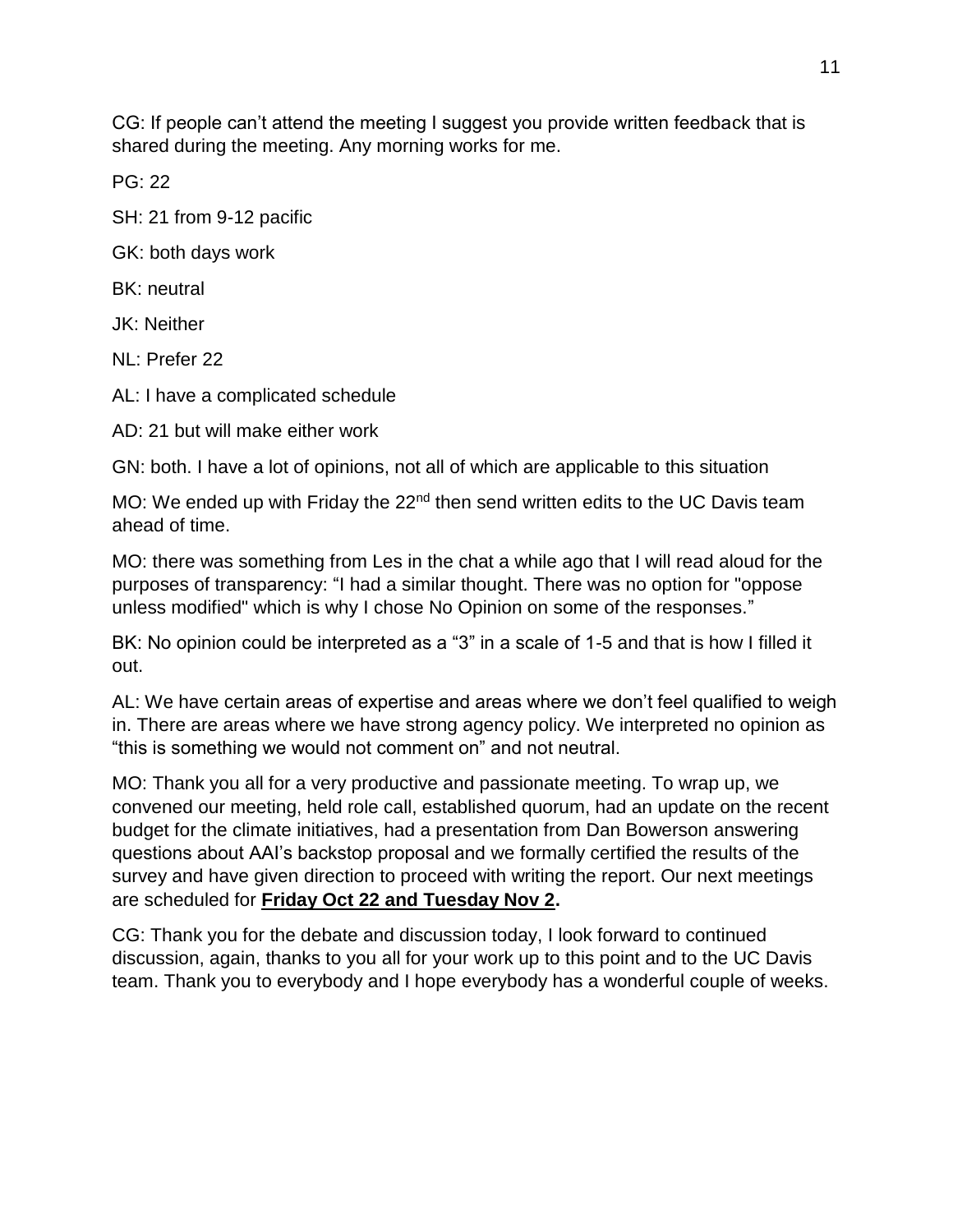CG: If people can't attend the meeting I suggest you provide written feedback that is shared during the meeting. Any morning works for me.

PG: 22

SH: 21 from 9-12 pacific

GK: both days work

BK: neutral

JK: Neither

NL: Prefer 22

AL: I have a complicated schedule

AD: 21 but will make either work

GN: both. I have a lot of opinions, not all of which are applicable to this situation

MO: We ended up with Friday the 22nd then send written edits to the UC Davis team ahead of time.

MO: there was something from Les in the chat a while ago that I will read aloud for the purposes of transparency: "I had a similar thought. There was no option for "oppose unless modified" which is why I chose No Opinion on some of the responses."

BK: No opinion could be interpreted as a "3" in a scale of 1-5 and that is how I filled it out.

AL: We have certain areas of expertise and areas where we don't feel qualified to weigh in. There are areas where we have strong agency policy. We interpreted no opinion as "this is something we would not comment on" and not neutral.

MO: Thank you all for a very productive and passionate meeting. To wrap up, we convened our meeting, held role call, established quorum, had an update on the recent budget for the climate initiatives, had a presentation from Dan Bowerson answering questions about AAI's backstop proposal and we formally certified the results of the survey and have given direction to proceed with writing the report. Our next meetings are scheduled for **Friday Oct 22 and Tuesday Nov 2.**

CG: Thank you for the debate and discussion today, I look forward to continued discussion, again, thanks to you all for your work up to this point and to the UC Davis team. Thank you to everybody and I hope everybody has a wonderful couple of weeks.